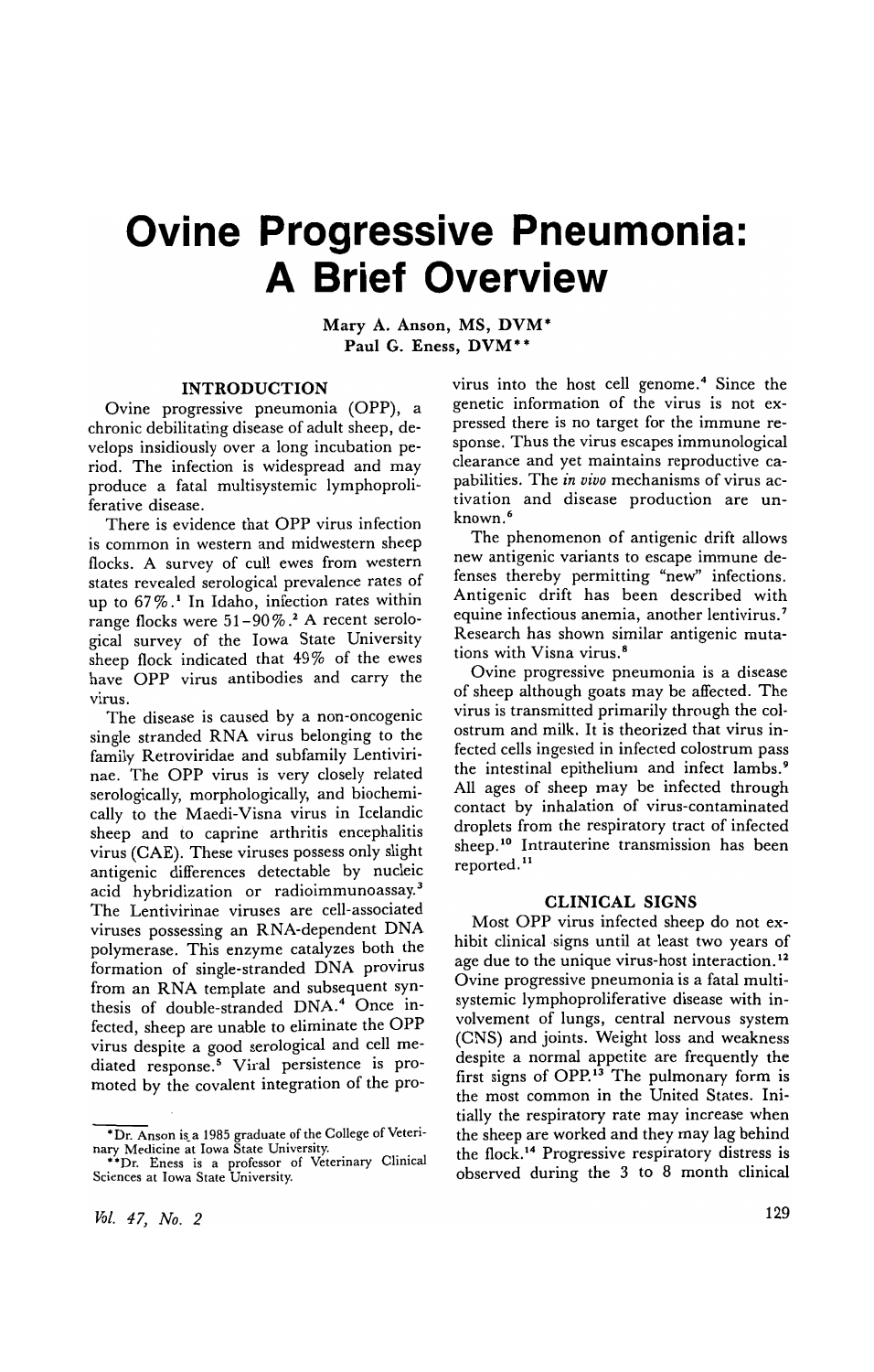# Ovine Progressive Pneumonia: A Brief Overview

Mary A. Anson, MS, DVM*
Paul G. Eness, DVM**

## INTRODUCTION

Ovine progressive pneumonia (OPP), a chronic debilitating disease of adult sheep, develops insidiously over a long incubation period. The infection is widespread and may produce a fatal multisystemic lymphoproliferative disease.

There is evidence that OPP virus infection is common in western and midwestern sheep flocks. A survey of cull ewes from western states revealed serological prevalence rates of up to 67%.[1] In Idaho, infection rates within range flocks were 51–90%.[2] A recent serological survey of the Iowa State University sheep flock indicated that 49% of the ewes have OPP virus antibodies and carry the virus.

The disease is caused by a non-oncogenic single stranded RNA virus belonging to the family Retroviridae and subfamily Lentivirinae. The OPP virus is very closely related serologically, morphologically, and biochemically to the Maedi-Visna virus in Icelandic sheep and to caprine arthritis encephalitis virus (CAE). These viruses possess only slight antigenic differences detectable by nucleic acid hybridization or radioimmunoassay.[3] The Lentivirinae viruses are cell-associated viruses possessing an RNA-dependent DNA polymerase. This enzyme catalyzes both the formation of single-stranded DNA provirus from an RNA template and subsequent synthesis of double-stranded DNA.[4] Once infected, sheep are unable to eliminate the OPP virus despite a good serological and cell mediated response.[5] Viral persistence is promoted by the covalent integration of the provirus into the host cell genome.[4] Since the genetic information of the virus is not expressed there is no target for the immune response. Thus the virus escapes immunological clearance and yet maintains reproductive capabilities. The *in vivo* mechanisms of virus activation and disease production are unknown.[6]

The phenomenon of antigenic drift allows new antigenic variants to escape immune defenses thereby permitting "new" infections. Antigenic drift has been described with equine infectious anemia, another lentivirus.[7] Research has shown similar antigenic mutations with Visna virus.[8]

Ovine progressive pneumonia is a disease of sheep although goats may be affected. The virus is transmitted primarily through the colostrum and milk. It is theorized that virus infected cells ingested in infected colostrum pass the intestinal epithelium and infect lambs.[9] All ages of sheep may be infected through contact by inhalation of virus-contaminated droplets from the respiratory tract of infected sheep.[10] Intrauterine transmission has been reported.[11]

## CLINICAL SIGNS

Most OPP virus infected sheep do not exhibit clinical signs until at least two years of age due to the unique virus-host interaction.[12] Ovine progressive pneumonia is a fatal multisystemic lymphoproliferative disease with involvement of lungs, central nervous system (CNS) and joints. Weight loss and weakness despite a normal appetite are frequently the first signs of OPP.[13] The pulmonary form is the most common in the United States. Initially the respiratory rate may increase when the sheep are worked and they may lag behind the flock.[14] Progressive respiratory distress is observed during the 3 to 8 month clinical

*Dr. Anson is a 1985 graduate of the College of Veterinary Medicine at Iowa State University.

**Dr. Eness is a professor of Veterinary Clinical Sciences at Iowa State University.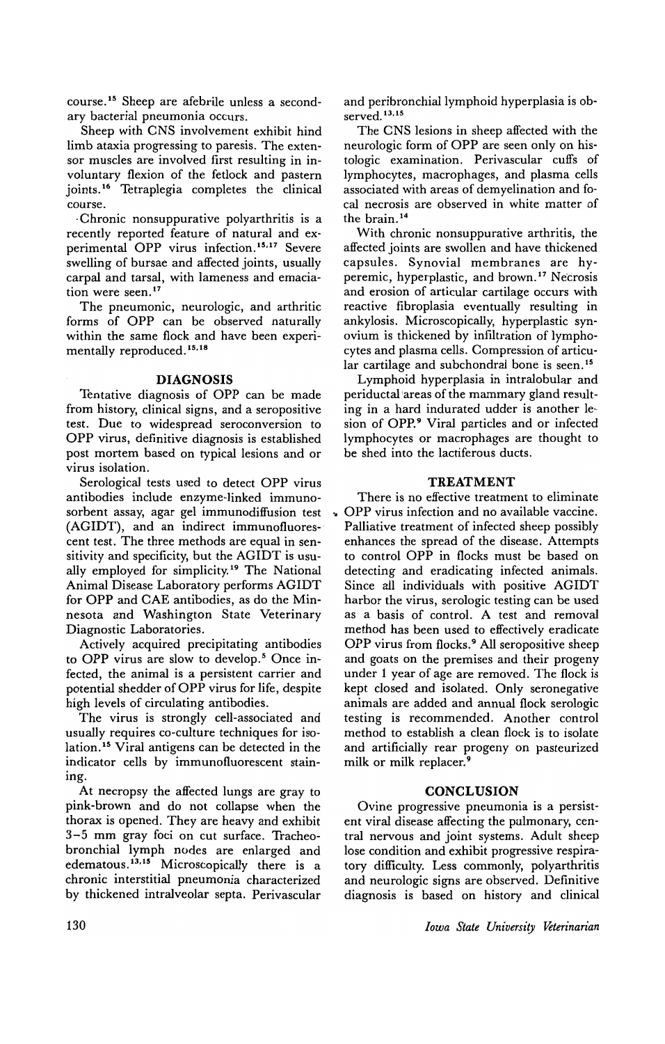course.[15] Sheep are afebrile unless a secondary bacterial pneumonia occurs.

Sheep with CNS involvement exhibit hind limb ataxia progressing to paresis. The extensor muscles are involved first resulting in involuntary flexion of the fetlock and pastern joints.[16] Tetraplegia completes the clinical course.

Chronic nonsuppurative polyarthritis is a recently reported feature of natural and experimental OPP virus infection.[15,17] Severe swelling of bursae and affected joints, usually carpal and tarsal, with lameness and emaciation were seen.[17]

The pneumonic, neurologic, and arthritic forms of OPP can be observed naturally within the same flock and have been experimentally reproduced.[15,18]

## DIAGNOSIS

Tentative diagnosis of OPP can be made from history, clinical signs, and a seropositive test. Due to widespread seroconversion to OPP virus, definitive diagnosis is established post mortem based on typical lesions and or virus isolation.

Serological tests used to detect OPP virus antibodies include enzyme-linked immunosorbent assay, agar gel immunodiffusion test (AGIDT), and an indirect immunofluorescent test. The three methods are equal in sensitivity and specificity, but the AGIDT is usually employed for simplicity.[19] The National Animal Disease Laboratory performs AGIDT for OPP and CAE antibodies, as do the Minnesota and Washington State Veterinary Diagnostic Laboratories.

Actively acquired precipitating antibodies to OPP virus are slow to develop.[5] Once infected, the animal is a persistent carrier and potential shedder of OPP virus for life, despite high levels of circulating antibodies.

The virus is strongly cell-associated and usually requires co-culture techniques for isolation.[15] Viral antigens can be detected in the indicator cells by immunofluorescent staining.

At necropsy the affected lungs are gray to pink-brown and do not collapse when the thorax is opened. They are heavy and exhibit 3–5 mm gray foci on cut surface. Tracheobronchial lymph nodes are enlarged and edematous.[13,15] Microscopically there is a chronic interstitial pneumonia characterized by thickened intralveolar septa. Perivascular and peribronchial lymphoid hyperplasia is observed.[13,15]

The CNS lesions in sheep affected with the neurologic form of OPP are seen only on histologic examination. Perivascular cuffs of lymphocytes, macrophages, and plasma cells associated with areas of demyelination and focal necrosis are observed in white matter of the brain.[14]

With chronic nonsuppurative arthritis, the affected joints are swollen and have thickened capsules. Synovial membranes are hyperemic, hyperplastic, and brown.[17] Necrosis and erosion of articular cartilage occurs with reactive fibroplasia eventually resulting in ankylosis. Microscopically, hyperplastic synovium is thickened by infiltration of lymphocytes and plasma cells. Compression of articular cartilage and subchondral bone is seen.[15]

Lymphoid hyperplasia in intralobular and periductal areas of the mammary gland resulting in a hard indurated udder is another lesion of OPP.[9] Viral particles and or infected lymphocytes or macrophages are thought to be shed into the lactiferous ducts.

## TREATMENT

There is no effective treatment to eliminate OPP virus infection and no available vaccine. Palliative treatment of infected sheep possibly enhances the spread of the disease. Attempts to control OPP in flocks must be based on detecting and eradicating infected animals. Since all individuals with positive AGIDT harbor the virus, serologic testing can be used as a basis of control. A test and removal method has been used to effectively eradicate OPP virus from flocks.[9] All seropositive sheep and goats on the premises and their progeny under 1 year of age are removed. The flock is kept closed and isolated. Only seronegative animals are added and annual flock serologic testing is recommended. Another control method to establish a clean flock is to isolate and artificially rear progeny on pasteurized milk or milk replacer.[9]

## CONCLUSION

Ovine progressive pneumonia is a persistent viral disease affecting the pulmonary, central nervous and joint systems. Adult sheep lose condition and exhibit progressive respiratory difficulty. Less commonly, polyarthritis and neurologic signs are observed. Definitive diagnosis is based on history and clinical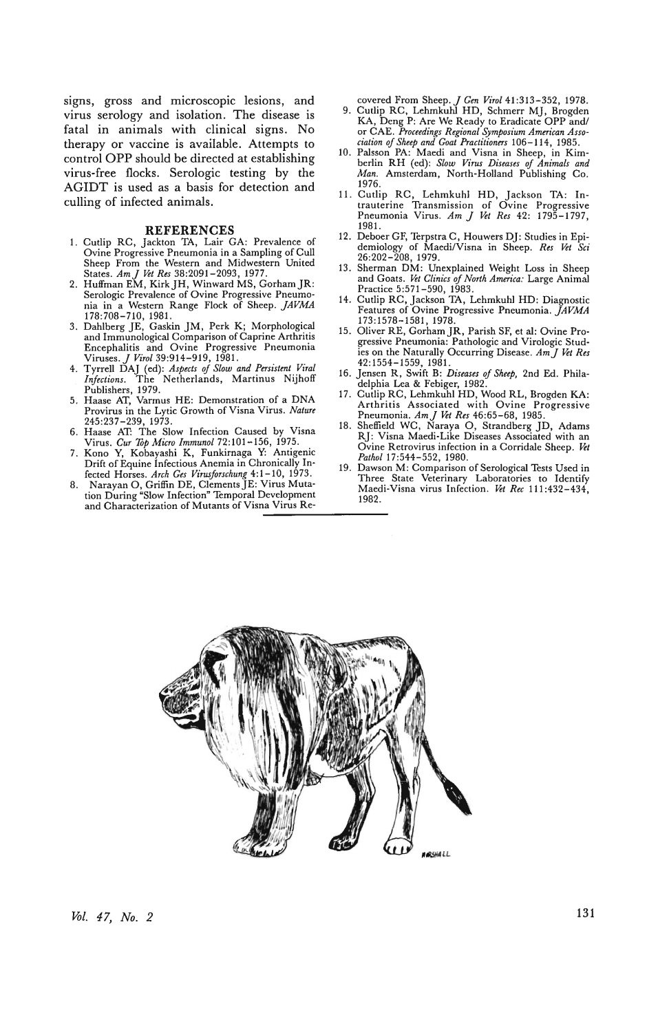signs, gross and microscopic lesions, and virus serology and isolation. The disease is fatal in animals with clinical signs. No therapy or vaccine is available. Attempts to control OPP should be directed at establishing virus-free flocks. Serologic testing by the AGIDT is used as a basis for detection and culling of infected animals.

## REFERENCES

1. Cutlip RC, Jackton TA, Lair GA: Prevalence of Ovine Progressive Pneumonia in a Sampling of Cull Sheep From the Western and Midwestern United States. *Am J Vet Res* 38:2091–2093, 1977.
2. Huffman EM, Kirk JH, Winward MS, Gorham JR: Serologic Prevalence of Ovine Progressive Pneumonia in a Western Range Flock of Sheep. *JAVMA* 178:708–710, 1981.
3. Dahlberg JE, Gaskin JM, Perk K; Morphological and Immunological Comparison of Caprine Arthritis Encephalitis and Ovine Progressive Pneumonia Viruses. *J Virol* 39:914–919, 1981.
4. Tyrrell DAJ (ed): *Aspects of Slow and Persistent Viral Infections.* The Netherlands, Martinus Nijhoff Publishers, 1979.
5. Haase AT, Varmus HE: Demonstration of a DNA Provirus in the Lytic Growth of Visna Virus. *Nature* 245:237–239, 1973.
6. Haase AT: The Slow Infection Caused by Visna Virus. *Cur Top Micro Immunol* 72:101–156, 1975.
7. Kono Y, Kobayashi K, Funkirnaga Y: Antigenic Drift of Equine Infectious Anemia in Chronically Infected Horses. *Arch Ges Virusforschung* 4:1–10, 1973.
8. Narayan O, Griffin DE, Clements JE: Virus Mutation During "Slow Infection" Temporal Development and Characterization of Mutants of Visna Virus Recovered From Sheep. *J Gen Virol* 41:313–352, 1978.
9. Cutlip RC, Lehmkuhl HD, Schmerr MJ, Brogden KA, Deng P: Are We Ready to Eradicate OPP and/or CAE. *Proceedings Regional Symposium American Association of Sheep and Goat Practitioners* 106–114, 1985.
10. Palsson PA: Maedi and Visna in Sheep, in Kimberlin RH (ed): *Slow Virus Diseases of Animals and Man.* Amsterdam, North-Holland Publishing Co. 1976.
11. Cutlip RC, Lehmkuhl HD, Jackson TA: Intrauterine Transmission of Ovine Progressive Pneumonia Virus. *Am J Vet Res* 42: 1795–1797, 1981.
12. Deboer GF, Terpstra C, Houwers DJ: Studies in Epidemiology of Maedi/Visna in Sheep. *Res Vet Sci* 26:202–208, 1979.
13. Sherman DM: Unexplained Weight Loss in Sheep and Goats. *Vet Clinics of North America:* Large Animal Practice 5:571–590, 1983.
14. Cutlip RC, Jackson TA, Lehmkuhl HD: Diagnostic Features of Ovine Progressive Pneumonia. *JAVMA* 173:1578–1581, 1978.
15. Oliver RE, Gorham JR, Parish SF, et al: Ovine Progressive Pneumonia: Pathologic and Virologic Studies on the Naturally Occurring Disease. *Am J Vet Res* 42:1554–1559, 1981.
16. Jensen R, Swift B: *Diseases of Sheep,* 2nd Ed. Philadelphia Lea & Febiger, 1982.
17. Cutlip RC, Lehmkuhl HD, Wood RL, Brogden KA: Arthritis Associated with Ovine Progressive Pneumonia. *Am J Vet Res* 46:65–68, 1985.
18. Sheffield WC, Naraya O, Strandberg JD, Adams RJ: Visna Maedi-Like Diseases Associated with an Ovine Retrovirus infection in a Corridale Sheep. *Vet Pathol* 17:544–552, 1980.
19. Dawson M: Comparison of Serological Tests Used in Three State Veterinary Laboratories to Identify Maedi-Visna virus Infection. *Vet Rec* 111:432–434, 1982.